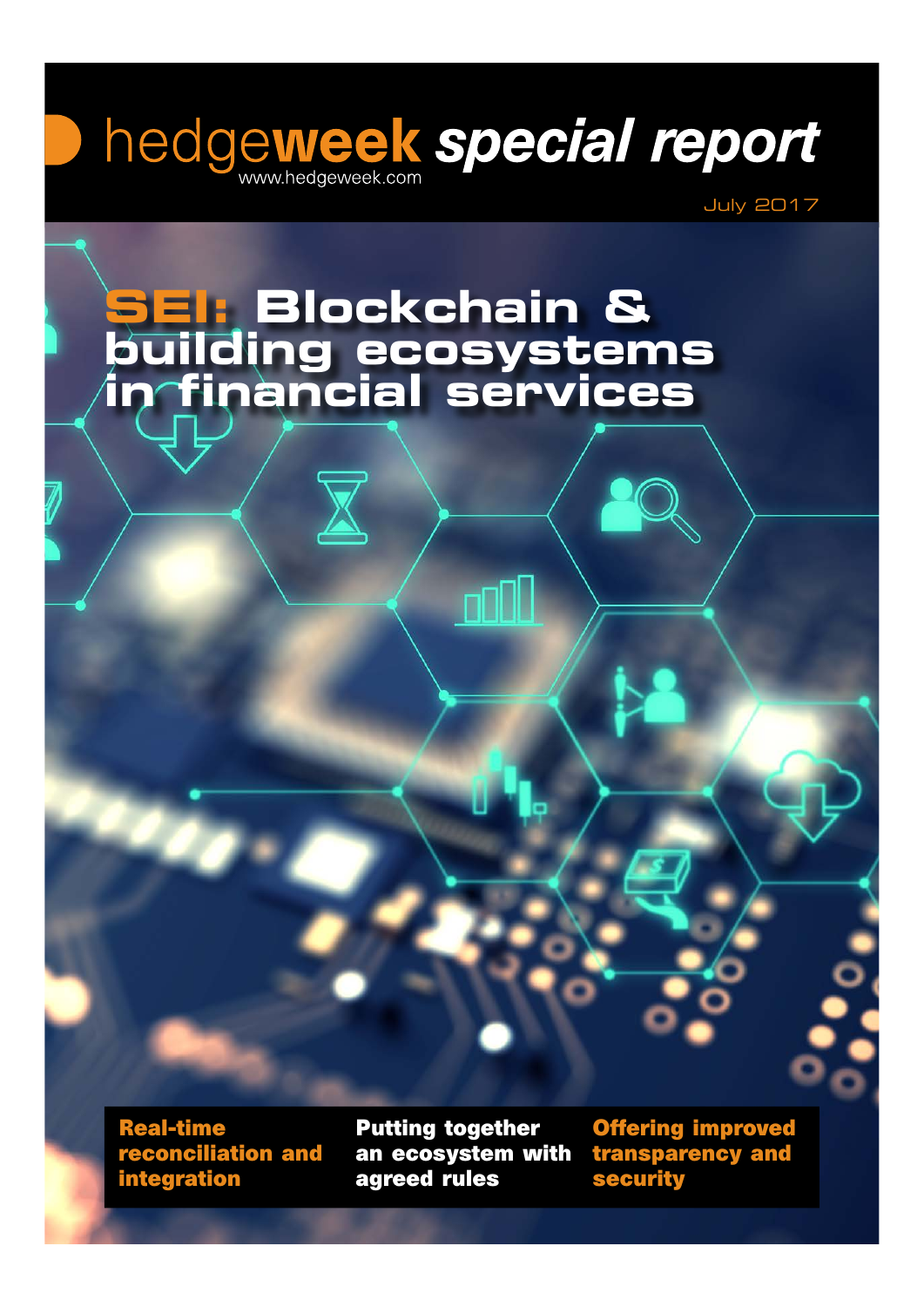hedgeweek special report
www.hedgeweek.com

July 2017

# SEI: Blockchain & building ecosystems in financial services

**Real-time reconciliation and integration**

**Putting together an ecosystem with agreed rules**

**Offering improved transparency and security**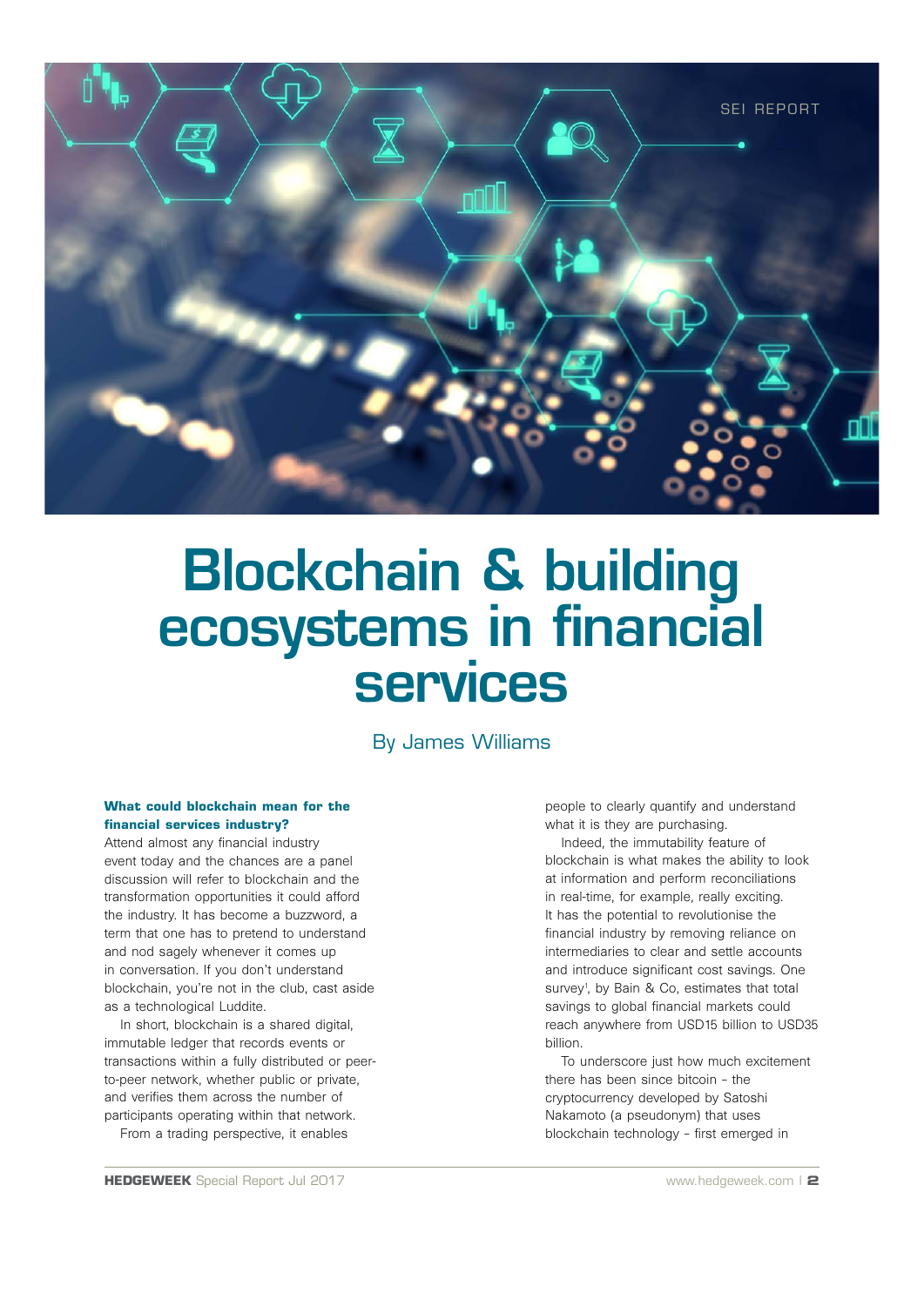SEI REPORT

# Blockchain & building ecosystems in financial services

By James Williams

**What could blockchain mean for the financial services industry?**

Attend almost any financial industry event today and the chances are a panel discussion will refer to blockchain and the transformation opportunities it could afford the industry. It has become a buzzword, a term that one has to pretend to understand and nod sagely whenever it comes up in conversation. If you don't understand blockchain, you're not in the club, cast aside as a technological Luddite.

In short, blockchain is a shared digital, immutable ledger that records events or transactions within a fully distributed or peer-to-peer network, whether public or private, and verifies them across the number of participants operating within that network.

From a trading perspective, it enables people to clearly quantify and understand what it is they are purchasing.

Indeed, the immutability feature of blockchain is what makes the ability to look at information and perform reconciliations in real-time, for example, really exciting. It has the potential to revolutionise the financial industry by removing reliance on intermediaries to clear and settle accounts and introduce significant cost savings. One survey[1], by Bain & Co, estimates that total savings to global financial markets could reach anywhere from USD15 billion to USD35 billion.

To underscore just how much excitement there has been since bitcoin – the cryptocurrency developed by Satoshi Nakamoto (a pseudonym) that uses blockchain technology – first emerged in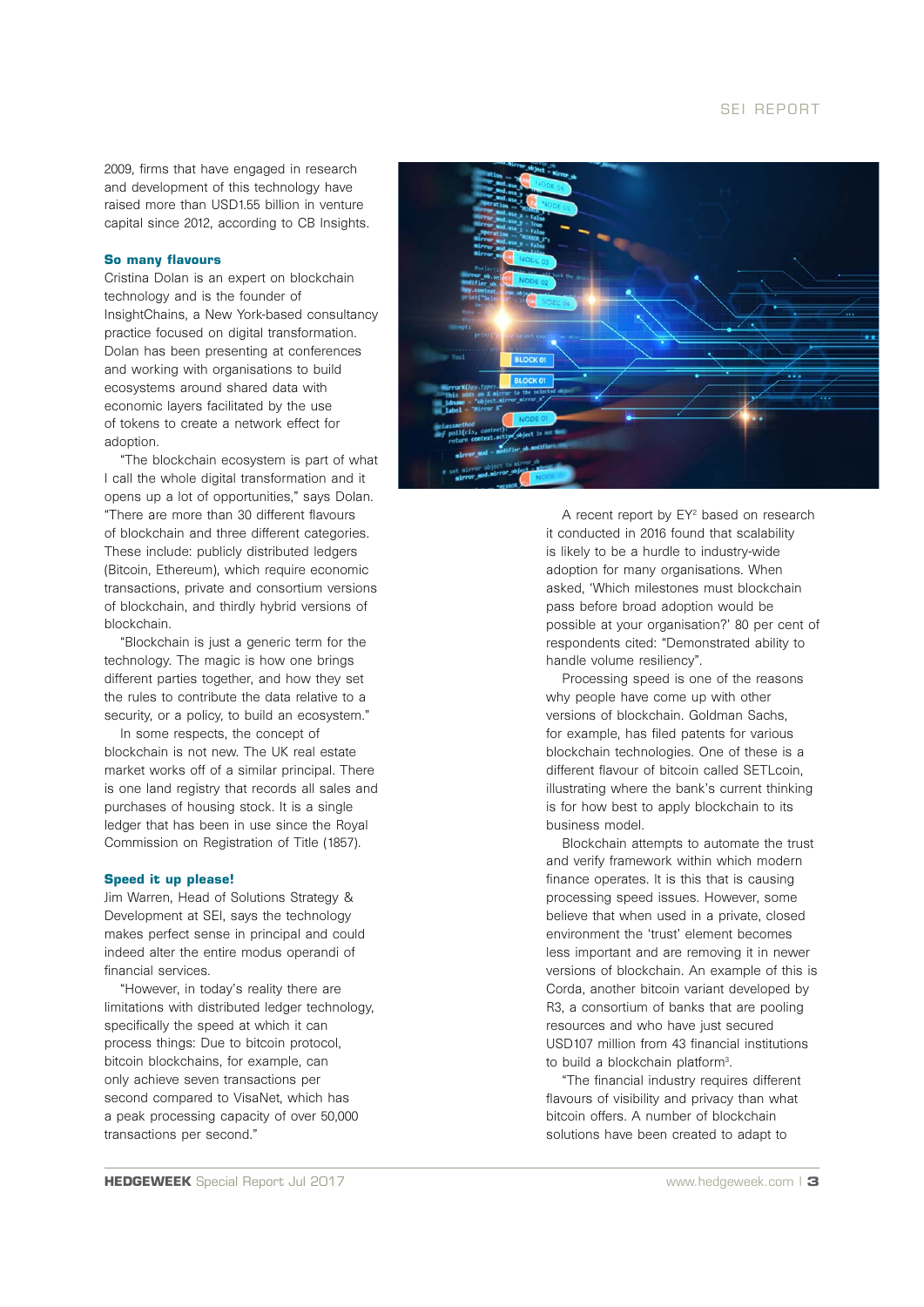2009, firms that have engaged in research and development of this technology have raised more than USD1.55 billion in venture capital since 2012, according to CB Insights.

### So many flavours

Cristina Dolan is an expert on blockchain technology and is the founder of InsightChains, a New York-based consultancy practice focused on digital transformation. Dolan has been presenting at conferences and working with organisations to build ecosystems around shared data with economic layers facilitated by the use of tokens to create a network effect for adoption.

"The blockchain ecosystem is part of what I call the whole digital transformation and it opens up a lot of opportunities," says Dolan. "There are more than 30 different flavours of blockchain and three different categories. These include: publicly distributed ledgers (Bitcoin, Ethereum), which require economic transactions, private and consortium versions of blockchain, and thirdly hybrid versions of blockchain.

"Blockchain is just a generic term for the technology. The magic is how one brings different parties together, and how they set the rules to contribute the data relative to a security, or a policy, to build an ecosystem."

In some respects, the concept of blockchain is not new. The UK real estate market works off of a similar principal. There is one land registry that records all sales and purchases of housing stock. It is a single ledger that has been in use since the Royal Commission on Registration of Title (1857).

### Speed it up please!

Jim Warren, Head of Solutions Strategy & Development at SEI, says the technology makes perfect sense in principal and could indeed alter the entire modus operandi of financial services.

"However, in today's reality there are limitations with distributed ledger technology, specifically the speed at which it can process things: Due to bitcoin protocol, bitcoin blockchains, for example, can only achieve seven transactions per second compared to VisaNet, which has a peak processing capacity of over 50,000 transactions per second."

A recent report by EY[2] based on research it conducted in 2016 found that scalability is likely to be a hurdle to industry-wide adoption for many organisations. When asked, 'Which milestones must blockchain pass before broad adoption would be possible at your organisation?' 80 per cent of respondents cited: "Demonstrated ability to handle volume resiliency".

Processing speed is one of the reasons why people have come up with other versions of blockchain. Goldman Sachs, for example, has filed patents for various blockchain technologies. One of these is a different flavour of bitcoin called SETLcoin, illustrating where the bank's current thinking is for how best to apply blockchain to its business model.

Blockchain attempts to automate the trust and verify framework within which modern finance operates. It is this that is causing processing speed issues. However, some believe that when used in a private, closed environment the 'trust' element becomes less important and are removing it in newer versions of blockchain. An example of this is Corda, another bitcoin variant developed by R3, a consortium of banks that are pooling resources and who have just secured USD107 million from 43 financial institutions to build a blockchain platform[3].

"The financial industry requires different flavours of visibility and privacy than what bitcoin offers. A number of blockchain solutions have been created to adapt to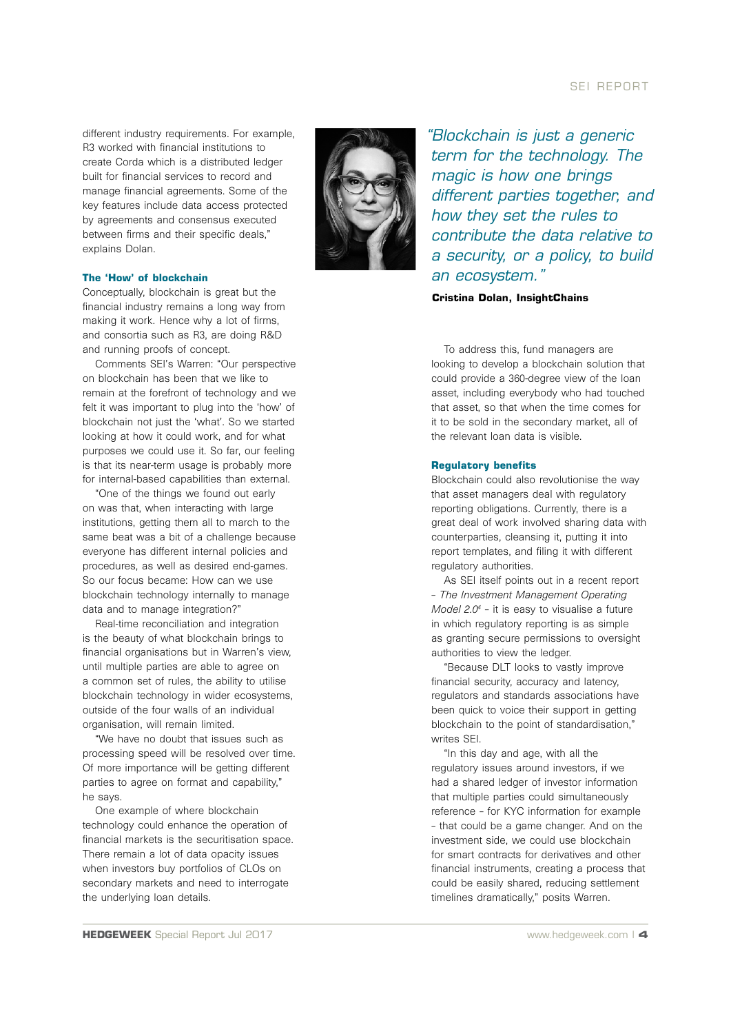different industry requirements. For example, R3 worked with financial institutions to create Corda which is a distributed ledger built for financial services to record and manage financial agreements. Some of the key features include data access protected by agreements and consensus executed between firms and their specific deals," explains Dolan.

### The 'How' of blockchain

Conceptually, blockchain is great but the financial industry remains a long way from making it work. Hence why a lot of firms, and consortia such as R3, are doing R&D and running proofs of concept.

Comments SEI's Warren: "Our perspective on blockchain has been that we like to remain at the forefront of technology and we felt it was important to plug into the 'how' of blockchain not just the 'what'. So we started looking at how it could work, and for what purposes we could use it. So far, our feeling is that its near-term usage is probably more for internal-based capabilities than external.

"One of the things we found out early on was that, when interacting with large institutions, getting them all to march to the same beat was a bit of a challenge because everyone has different internal policies and procedures, as well as desired end-games. So our focus became: How can we use blockchain technology internally to manage data and to manage integration?"

Real-time reconciliation and integration is the beauty of what blockchain brings to financial organisations but in Warren's view, until multiple parties are able to agree on a common set of rules, the ability to utilise blockchain technology in wider ecosystems, outside of the four walls of an individual organisation, will remain limited.

"We have no doubt that issues such as processing speed will be resolved over time. Of more importance will be getting different parties to agree on format and capability," he says.

One example of where blockchain technology could enhance the operation of financial markets is the securitisation space. There remain a lot of data opacity issues when investors buy portfolios of CLOs on secondary markets and need to interrogate the underlying loan details.

*"Blockchain is just a generic term for the technology. The magic is how one brings different parties together, and how they set the rules to contribute the data relative to a security, or a policy, to build an ecosystem."*

**Cristina Dolan, InsightChains**

To address this, fund managers are looking to develop a blockchain solution that could provide a 360-degree view of the loan asset, including everybody who had touched that asset, so that when the time comes for it to be sold in the secondary market, all of the relevant loan data is visible.

### Regulatory benefits

Blockchain could also revolutionise the way that asset managers deal with regulatory reporting obligations. Currently, there is a great deal of work involved sharing data with counterparties, cleansing it, putting it into report templates, and filing it with different regulatory authorities.

As SEI itself points out in a recent report – *The Investment Management Operating Model 2.0*[4] – it is easy to visualise a future in which regulatory reporting is as simple as granting secure permissions to oversight authorities to view the ledger.

"Because DLT looks to vastly improve financial security, accuracy and latency, regulators and standards associations have been quick to voice their support in getting blockchain to the point of standardisation," writes SEI.

"In this day and age, with all the regulatory issues around investors, if we had a shared ledger of investor information that multiple parties could simultaneously reference – for KYC information for example – that could be a game changer. And on the investment side, we could use blockchain for smart contracts for derivatives and other financial instruments, creating a process that could be easily shared, reducing settlement timelines dramatically," posits Warren.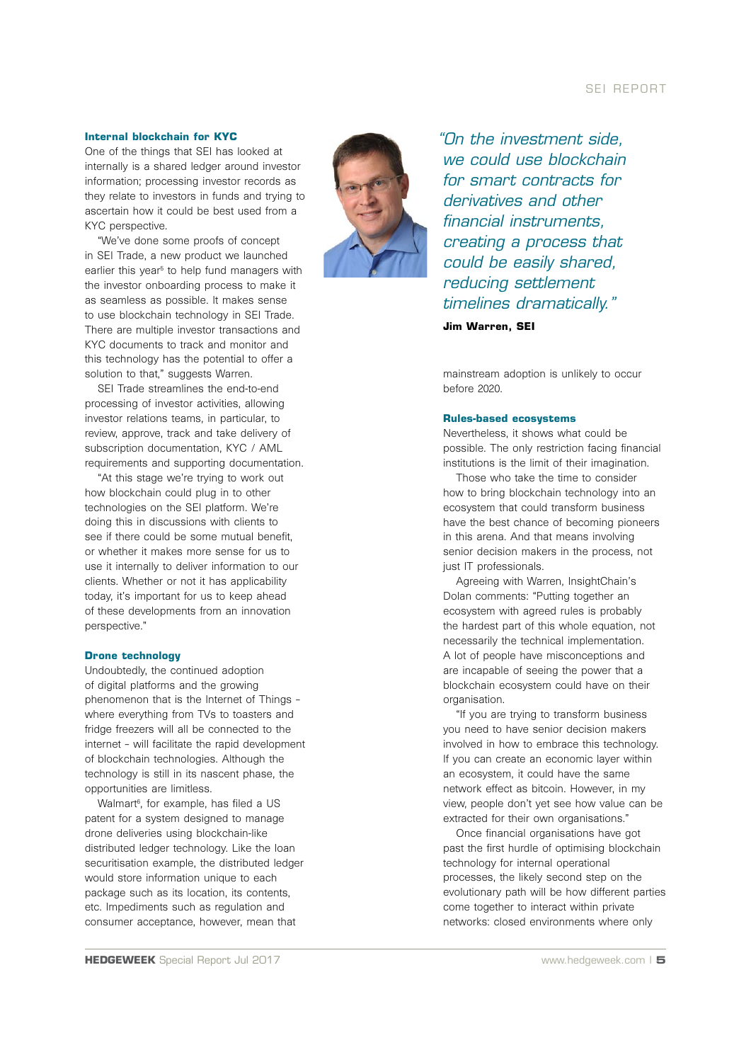### Internal blockchain for KYC

One of the things that SEI has looked at internally is a shared ledger around investor information; processing investor records as they relate to investors in funds and trying to ascertain how it could be best used from a KYC perspective.

"We've done some proofs of concept in SEI Trade, a new product we launched earlier this year[5] to help fund managers with the investor onboarding process to make it as seamless as possible. It makes sense to use blockchain technology in SEI Trade. There are multiple investor transactions and KYC documents to track and monitor and this technology has the potential to offer a solution to that," suggests Warren.

SEI Trade streamlines the end-to-end processing of investor activities, allowing investor relations teams, in particular, to review, approve, track and take delivery of subscription documentation, KYC / AML requirements and supporting documentation.

"At this stage we're trying to work out how blockchain could plug in to other technologies on the SEI platform. We're doing this in discussions with clients to see if there could be some mutual benefit, or whether it makes more sense for us to use it internally to deliver information to our clients. Whether or not it has applicability today, it's important for us to keep ahead of these developments from an innovation perspective."

### Drone technology

Undoubtedly, the continued adoption of digital platforms and the growing phenomenon that is the Internet of Things – where everything from TVs to toasters and fridge freezers will all be connected to the internet – will facilitate the rapid development of blockchain technologies. Although the technology is still in its nascent phase, the opportunities are limitless.

Walmart[6], for example, has filed a US patent for a system designed to manage drone deliveries using blockchain-like distributed ledger technology. Like the loan securitisation example, the distributed ledger would store information unique to each package such as its location, its contents, etc. Impediments such as regulation and consumer acceptance, however, mean that mainstream adoption is unlikely to occur before 2020.

> *"On the investment side, we could use blockchain for smart contracts for derivatives and other financial instruments, creating a process that could be easily shared, reducing settlement timelines dramatically."*
>
> **Jim Warren, SEI**

### Rules-based ecosystems

Nevertheless, it shows what could be possible. The only restriction facing financial institutions is the limit of their imagination.

Those who take the time to consider how to bring blockchain technology into an ecosystem that could transform business have the best chance of becoming pioneers in this arena. And that means involving senior decision makers in the process, not just IT professionals.

Agreeing with Warren, InsightChain's Dolan comments: "Putting together an ecosystem with agreed rules is probably the hardest part of this whole equation, not necessarily the technical implementation. A lot of people have misconceptions and are incapable of seeing the power that a blockchain ecosystem could have on their organisation.

"If you are trying to transform business you need to have senior decision makers involved in how to embrace this technology. If you can create an economic layer within an ecosystem, it could have the same network effect as bitcoin. However, in my view, people don't yet see how value can be extracted for their own organisations."

Once financial organisations have got past the first hurdle of optimising blockchain technology for internal operational processes, the likely second step on the evolutionary path will be how different parties come together to interact within private networks: closed environments where only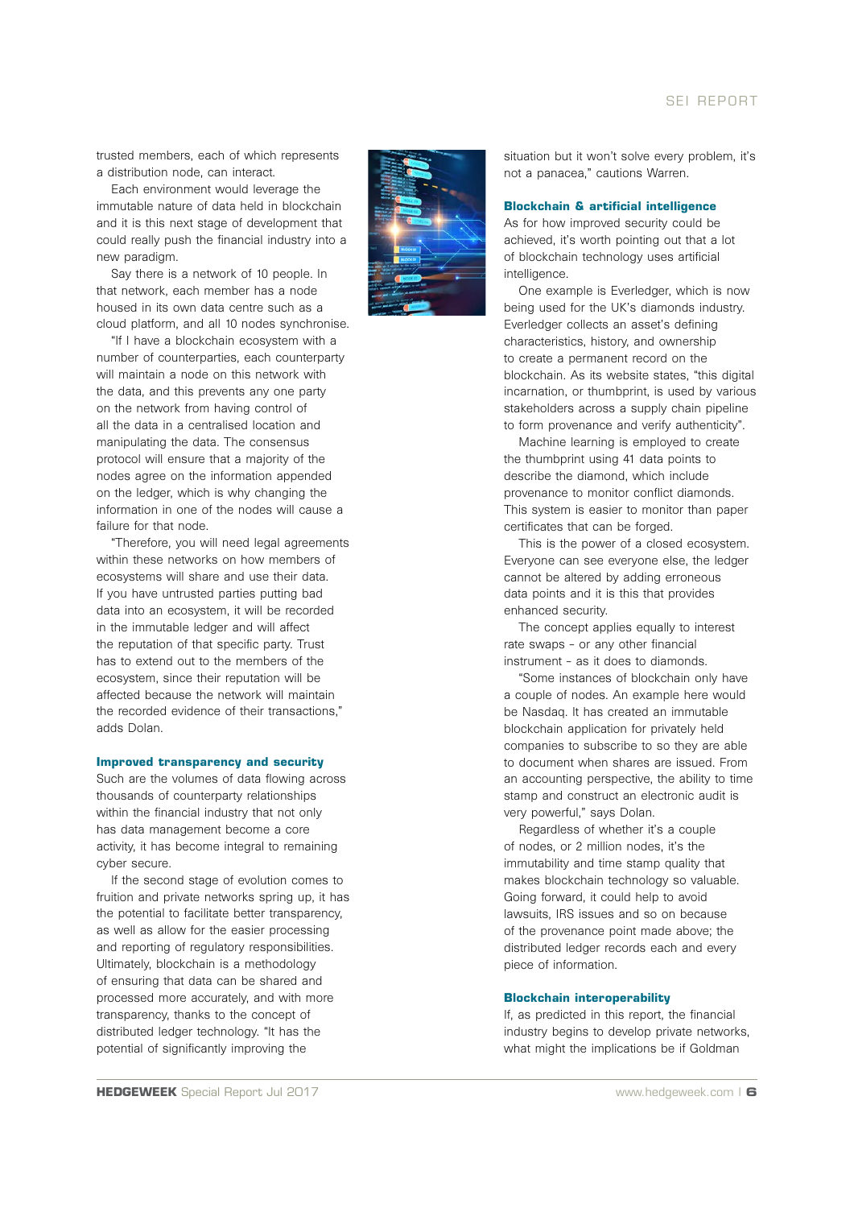trusted members, each of which represents a distribution node, can interact.

Each environment would leverage the immutable nature of data held in blockchain and it is this next stage of development that could really push the financial industry into a new paradigm.

Say there is a network of 10 people. In that network, each member has a node housed in its own data centre such as a cloud platform, and all 10 nodes synchronise.

"If I have a blockchain ecosystem with a number of counterparties, each counterparty will maintain a node on this network with the data, and this prevents any one party on the network from having control of all the data in a centralised location and manipulating the data. The consensus protocol will ensure that a majority of the nodes agree on the information appended on the ledger, which is why changing the information in one of the nodes will cause a failure for that node.

"Therefore, you will need legal agreements within these networks on how members of ecosystems will share and use their data. If you have untrusted parties putting bad data into an ecosystem, it will be recorded in the immutable ledger and will affect the reputation of that specific party. Trust has to extend out to the members of the ecosystem, since their reputation will be affected because the network will maintain the recorded evidence of their transactions," adds Dolan.

### Improved transparency and security

Such are the volumes of data flowing across thousands of counterparty relationships within the financial industry that not only has data management become a core activity, it has become integral to remaining cyber secure.

If the second stage of evolution comes to fruition and private networks spring up, it has the potential to facilitate better transparency, as well as allow for the easier processing and reporting of regulatory responsibilities. Ultimately, blockchain is a methodology of ensuring that data can be shared and processed more accurately, and with more transparency, thanks to the concept of distributed ledger technology. "It has the potential of significantly improving the situation but it won't solve every problem, it's not a panacea," cautions Warren.

### Blockchain & artificial intelligence

As for how improved security could be achieved, it's worth pointing out that a lot of blockchain technology uses artificial intelligence.

One example is Everledger, which is now being used for the UK's diamonds industry. Everledger collects an asset's defining characteristics, history, and ownership to create a permanent record on the blockchain. As its website states, "this digital incarnation, or thumbprint, is used by various stakeholders across a supply chain pipeline to form provenance and verify authenticity".

Machine learning is employed to create the thumbprint using 41 data points to describe the diamond, which include provenance to monitor conflict diamonds. This system is easier to monitor than paper certificates that can be forged.

This is the power of a closed ecosystem. Everyone can see everyone else, the ledger cannot be altered by adding erroneous data points and it is this that provides enhanced security.

The concept applies equally to interest rate swaps – or any other financial instrument – as it does to diamonds.

"Some instances of blockchain only have a couple of nodes. An example here would be Nasdaq. It has created an immutable blockchain application for privately held companies to subscribe to so they are able to document when shares are issued. From an accounting perspective, the ability to time stamp and construct an electronic audit is very powerful," says Dolan.

Regardless of whether it's a couple of nodes, or 2 million nodes, it's the immutability and time stamp quality that makes blockchain technology so valuable. Going forward, it could help to avoid lawsuits, IRS issues and so on because of the provenance point made above; the distributed ledger records each and every piece of information.

### Blockchain interoperability

If, as predicted in this report, the financial industry begins to develop private networks, what might the implications be if Goldman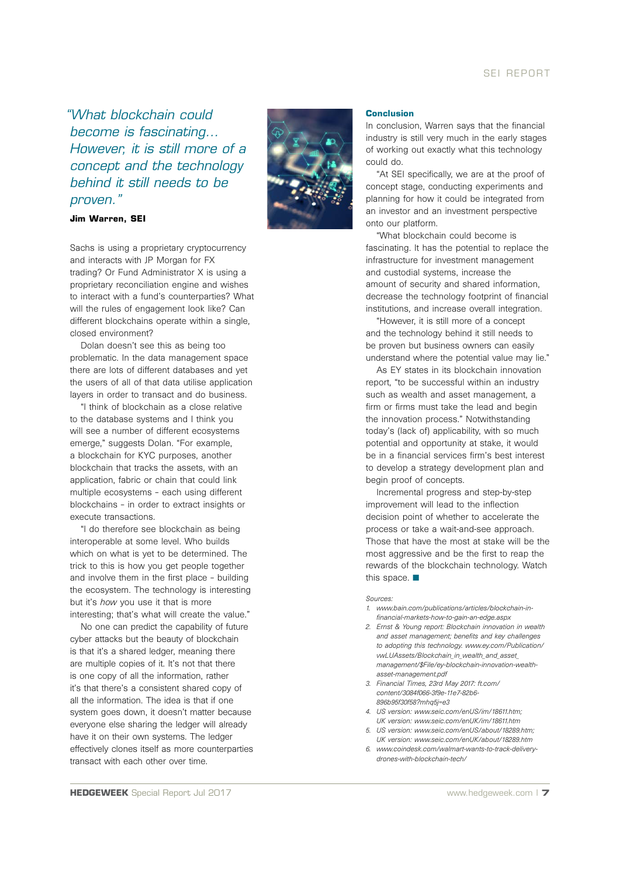> *"What blockchain could become is fascinating… However, it is still more of a concept and the technology behind it still needs to be proven."*
>
> **Jim Warren, SEI**

Sachs is using a proprietary cryptocurrency and interacts with JP Morgan for FX trading? Or Fund Administrator X is using a proprietary reconciliation engine and wishes to interact with a fund's counterparties? What will the rules of engagement look like? Can different blockchains operate within a single, closed environment?

Dolan doesn't see this as being too problematic. In the data management space there are lots of different databases and yet the users of all of that data utilise application layers in order to transact and do business.

"I think of blockchain as a close relative to the database systems and I think you will see a number of different ecosystems emerge," suggests Dolan. "For example, a blockchain for KYC purposes, another blockchain that tracks the assets, with an application, fabric or chain that could link multiple ecosystems – each using different blockchains – in order to extract insights or execute transactions.

"I do therefore see blockchain as being interoperable at some level. Who builds which on what is yet to be determined. The trick to this is how you get people together and involve them in the first place – building the ecosystem. The technology is interesting but it's *how* you use it that is more interesting; that's what will create the value."

No one can predict the capability of future cyber attacks but the beauty of blockchain is that it's a shared ledger, meaning there are multiple copies of it. It's not that there is one copy of all the information, rather it's that there's a consistent shared copy of all the information. The idea is that if one system goes down, it doesn't matter because everyone else sharing the ledger will already have it on their own systems. The ledger effectively clones itself as more counterparties transact with each other over time.

## Conclusion

In conclusion, Warren says that the financial industry is still very much in the early stages of working out exactly what this technology could do.

"At SEI specifically, we are at the proof of concept stage, conducting experiments and planning for how it could be integrated from an investor and an investment perspective onto our platform.

"What blockchain could become is fascinating. It has the potential to replace the infrastructure for investment management and custodial systems, increase the amount of security and shared information, decrease the technology footprint of financial institutions, and increase overall integration.

"However, it is still more of a concept and the technology behind it still needs to be proven but business owners can easily understand where the potential value may lie."

As EY states in its blockchain innovation report, "to be successful within an industry such as wealth and asset management, a firm or firms must take the lead and begin the innovation process." Notwithstanding today's (lack of) applicability, with so much potential and opportunity at stake, it would be in a financial services firm's best interest to develop a strategy development plan and begin proof of concepts.

Incremental progress and step-by-step improvement will lead to the inflection decision point of whether to accelerate the process or take a wait-and-see approach. Those that have the most at stake will be the most aggressive and be the first to reap the rewards of the blockchain technology. Watch this space. ■

*Sources:*

1. *www.bain.com/publications/articles/blockchain-in-financial-markets-how-to-gain-an-edge.aspx*
2. *Ernst & Young report: Blockchain innovation in wealth and asset management; benefits and key challenges to adopting this technology. www.ey.com/Publication/vwLUAssets/Blockchain_in_wealth_and_asset_management/$File/ey-blockchain-innovation-wealth-asset-management.pdf*
3. *Financial Times, 23rd May 2017: ft.com/content/3084f066-3f9e-11e7-82b6-896b95f30f58?mhq5j=e3*
4. *US version: www.seic.com/enUS/im/18611.htm; UK version: www.seic.com/enUK/im/18611.htm*
5. *US version: www.seic.com/enUS/about/18289.htm; UK version: www.seic.com/enUK/about/18289.htm*
6. *www.coindesk.com/walmart-wants-to-track-delivery-drones-with-blockchain-tech/*